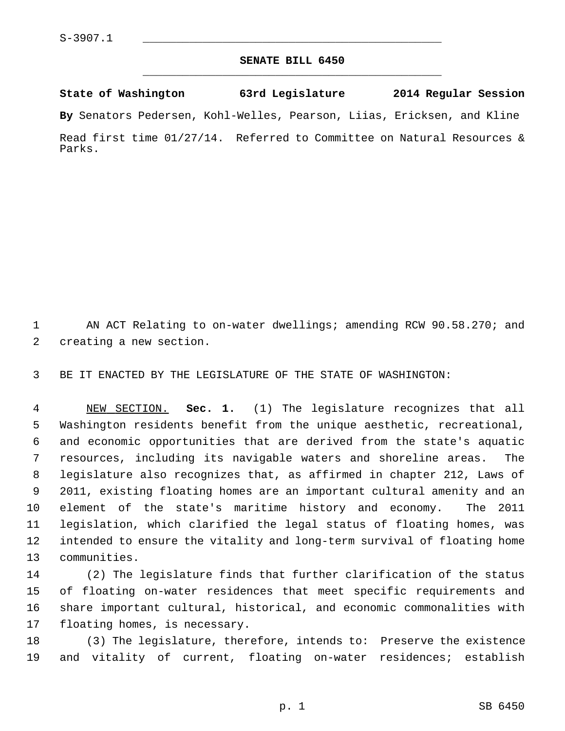S-3907.1

## SENATE BILL 6450

**State of Washington 63rd Legislature 2014 Regular Session**

**By** Senators Pedersen, Kohl-Welles, Pearson, Liias, Ericksen, and Kline

Read first time 01/27/14. Referred to Committee on Natural Resources & Parks.

AN ACT Relating to on-water dwellings; amending RCW 90.58.270; and creating a new section.

BE IT ENACTED BY THE LEGISLATURE OF THE STATE OF WASHINGTON:

NEW SECTION. **Sec. 1.** (1) The legislature recognizes that all Washington residents benefit from the unique aesthetic, recreational, and economic opportunities that are derived from the state's aquatic resources, including its navigable waters and shoreline areas. The legislature also recognizes that, as affirmed in chapter 212, Laws of 2011, existing floating homes are an important cultural amenity and an element of the state's maritime history and economy. The 2011 legislation, which clarified the legal status of floating homes, was intended to ensure the vitality and long-term survival of floating home communities.

(2) The legislature finds that further clarification of the status of floating on-water residences that meet specific requirements and share important cultural, historical, and economic commonalities with floating homes, is necessary.

(3) The legislature, therefore, intends to: Preserve the existence and vitality of current, floating on-water residences; establish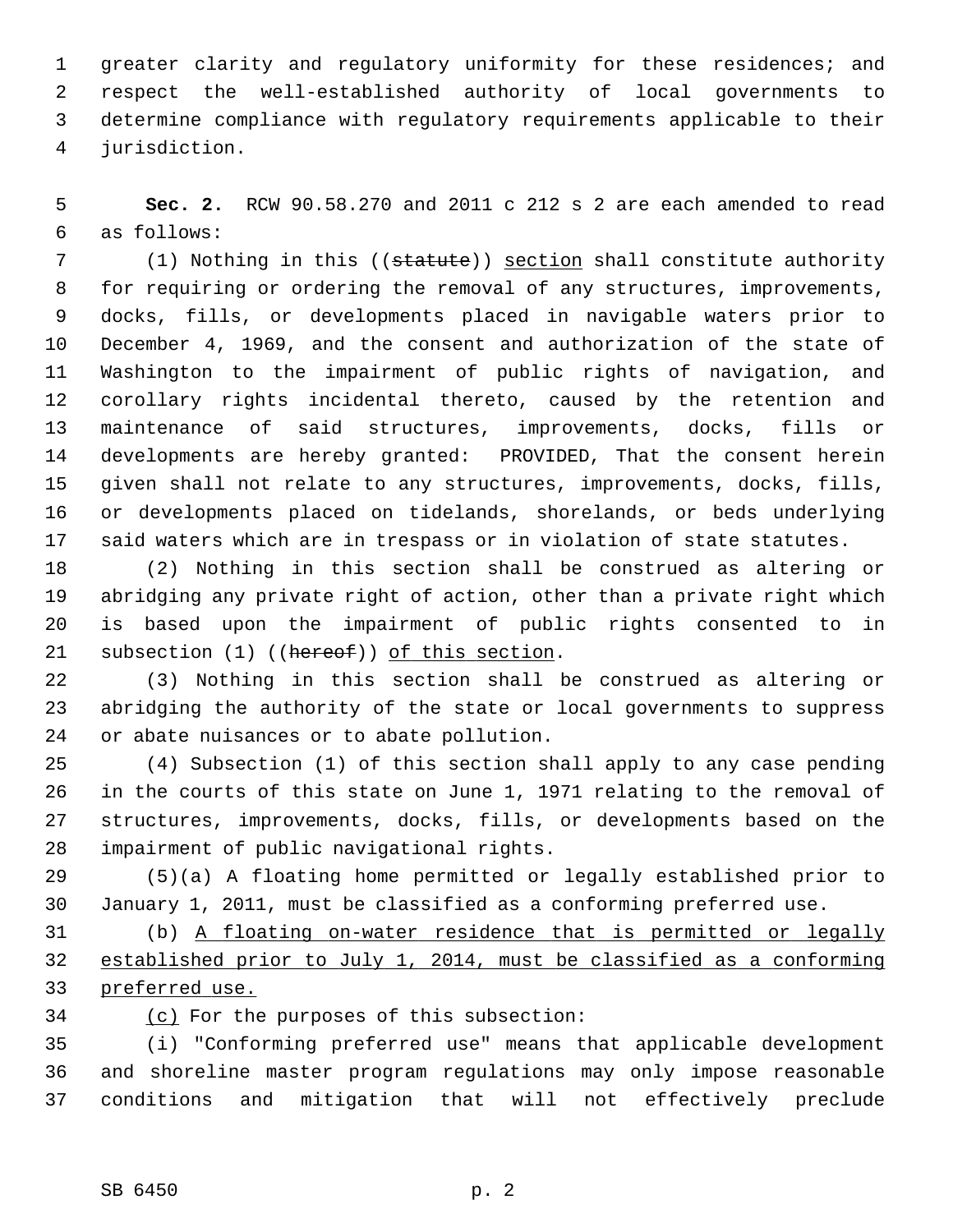greater clarity and regulatory uniformity for these residences; and respect the well-established authority of local governments to determine compliance with regulatory requirements applicable to their jurisdiction.

**Sec. 2.** RCW 90.58.270 and 2011 c 212 s 2 are each amended to read as follows:

(1) Nothing in this ((~~statute~~)) <u>section</u> shall constitute authority for requiring or ordering the removal of any structures, improvements, docks, fills, or developments placed in navigable waters prior to December 4, 1969, and the consent and authorization of the state of Washington to the impairment of public rights of navigation, and corollary rights incidental thereto, caused by the retention and maintenance of said structures, improvements, docks, fills or developments are hereby granted: PROVIDED, That the consent herein given shall not relate to any structures, improvements, docks, fills, or developments placed on tidelands, shorelands, or beds underlying said waters which are in trespass or in violation of state statutes.

(2) Nothing in this section shall be construed as altering or abridging any private right of action, other than a private right which is based upon the impairment of public rights consented to in subsection (1) ((~~hereof~~)) <u>of this section</u>.

(3) Nothing in this section shall be construed as altering or abridging the authority of the state or local governments to suppress or abate nuisances or to abate pollution.

(4) Subsection (1) of this section shall apply to any case pending in the courts of this state on June 1, 1971 relating to the removal of structures, improvements, docks, fills, or developments based on the impairment of public navigational rights.

(5)(a) A floating home permitted or legally established prior to January 1, 2011, must be classified as a conforming preferred use.

(b) <u>A floating on-water residence that is permitted or legally established prior to July 1, 2014, must be classified as a conforming preferred use.</u>

<u>(c)</u> For the purposes of this subsection:

(i) "Conforming preferred use" means that applicable development and shoreline master program regulations may only impose reasonable conditions and mitigation that will not effectively preclude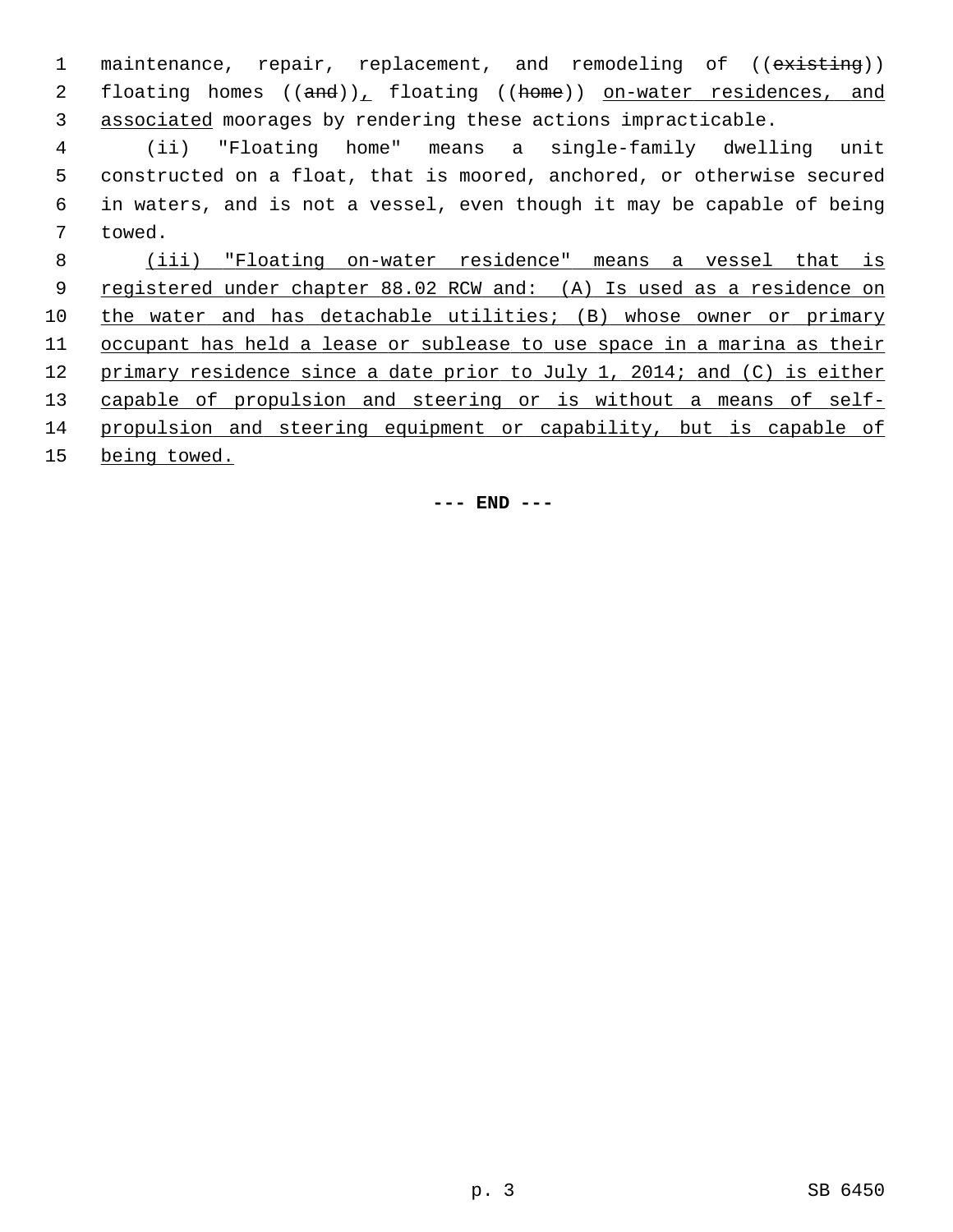maintenance, repair, replacement, and remodeling of ((~~existing~~)) floating homes ((~~and~~))<u>,</u> floating ((~~home~~)) <u>on-water residences, and associated</u> moorages by rendering these actions impracticable.

(ii) "Floating home" means a single-family dwelling unit constructed on a float, that is moored, anchored, or otherwise secured in waters, and is not a vessel, even though it may be capable of being towed.

<u>(iii) "Floating on-water residence" means a vessel that is registered under chapter 88.02 RCW and: (A) Is used as a residence on the water and has detachable utilities; (B) whose owner or primary occupant has held a lease or sublease to use space in a marina as their primary residence since a date prior to July 1, 2014; and (C) is either capable of propulsion and steering or is without a means of self-propulsion and steering equipment or capability, but is capable of being towed.</u>

**--- END ---**